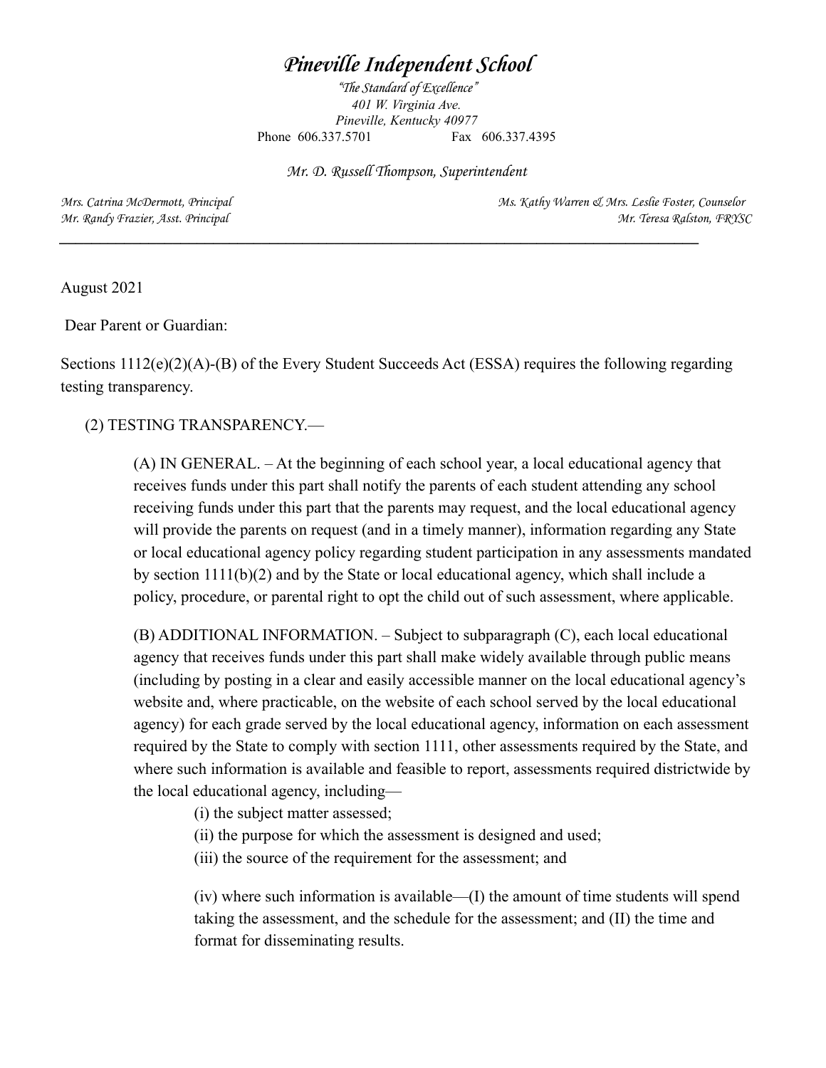# *Pineville Independent School*

*"The Standard of Excellence"*
*401 W. Virginia Ave.*
*Pineville, Kentucky 40977*
Phone 606.337.5701 Fax 606.337.4395

*Mr. D. Russell Thompson, Superintendent*

*Mrs. Catrina McDermott, Principal* *Ms. Kathy Warren & Mrs. Leslie Foster, Counselor*
*Mr. Randy Frazier, Asst. Principal* *Mr. Teresa Ralston, FRYSC*

---

August 2021

Dear Parent or Guardian:

Sections 1112(e)(2)(A)-(B) of the Every Student Succeeds Act (ESSA) requires the following regarding testing transparency.

(2) TESTING TRANSPARENCY.—

> (A) IN GENERAL. – At the beginning of each school year, a local educational agency that receives funds under this part shall notify the parents of each student attending any school receiving funds under this part that the parents may request, and the local educational agency will provide the parents on request (and in a timely manner), information regarding any State or local educational agency policy regarding student participation in any assessments mandated by section 1111(b)(2) and by the State or local educational agency, which shall include a policy, procedure, or parental right to opt the child out of such assessment, where applicable.
>
> (B) ADDITIONAL INFORMATION. – Subject to subparagraph (C), each local educational agency that receives funds under this part shall make widely available through public means (including by posting in a clear and easily accessible manner on the local educational agency's website and, where practicable, on the website of each school served by the local educational agency) for each grade served by the local educational agency, information on each assessment required by the State to comply with section 1111, other assessments required by the State, and where such information is available and feasible to report, assessments required districtwide by the local educational agency, including—
>
> (i) the subject matter assessed;
> (ii) the purpose for which the assessment is designed and used;
> (iii) the source of the requirement for the assessment; and
>
> (iv) where such information is available—(I) the amount of time students will spend taking the assessment, and the schedule for the assessment; and (II) the time and format for disseminating results.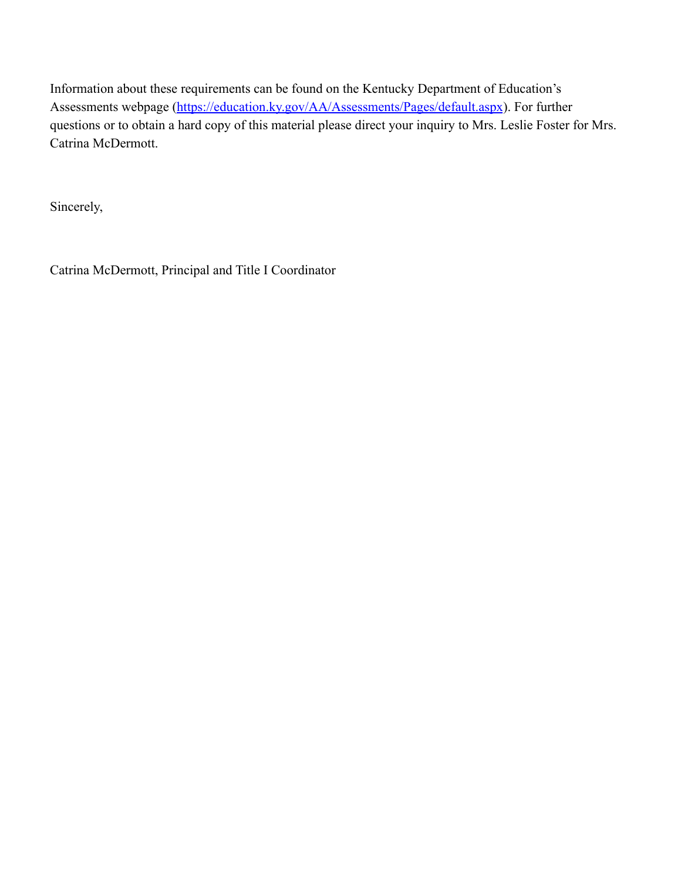Information about these requirements can be found on the Kentucky Department of Education's Assessments webpage ([https://education.ky.gov/AA/Assessments/Pages/default.aspx](https://education.ky.gov/AA/Assessments/Pages/default.aspx)). For further questions or to obtain a hard copy of this material please direct your inquiry to Mrs. Leslie Foster for Mrs. Catrina McDermott.

Sincerely,

Catrina McDermott, Principal and Title I Coordinator